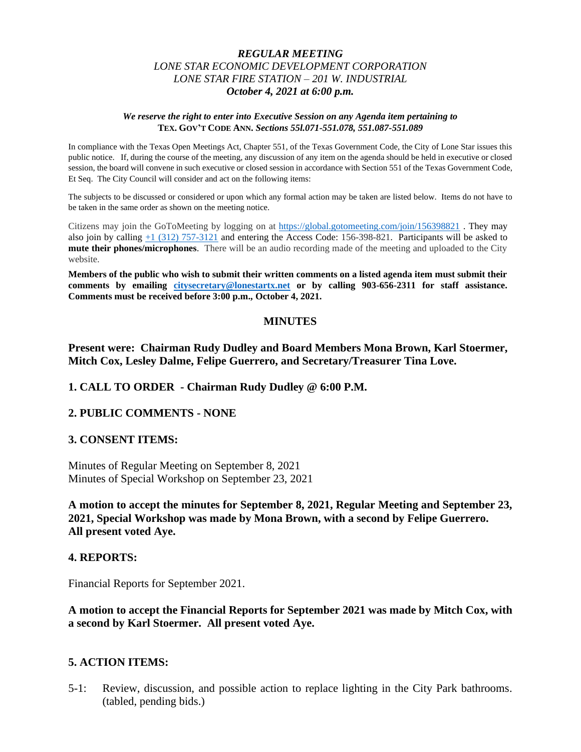*REGULAR MEETING*
*LONE STAR ECONOMIC DEVELOPMENT CORPORATION*
*LONE STAR FIRE STATION – 201 W. INDUSTRIAL*
***October 4, 2021 at 6:00 p.m.***

***We reserve the right to enter into Executive Session on any Agenda item pertaining to*** **TEX. GOV'T CODE ANN.** ***Sections 55l.071-551.078, 551.087-551.089***

In compliance with the Texas Open Meetings Act, Chapter 551, of the Texas Government Code, the City of Lone Star issues this public notice. If, during the course of the meeting, any discussion of any item on the agenda should be held in executive or closed session, the board will convene in such executive or closed session in accordance with Section 551 of the Texas Government Code, Et Seq. The City Council will consider and act on the following items:

The subjects to be discussed or considered or upon which any formal action may be taken are listed below. Items do not have to be taken in the same order as shown on the meeting notice.

Citizens may join the GoToMeeting by logging on at https://global.gotomeeting.com/join/156398821 . They may also join by calling +1 (312) 757-3121 and entering the Access Code: 156-398-821. Participants will be asked to **mute their phones/microphones**. There will be an audio recording made of the meeting and uploaded to the City website.

**Members of the public who wish to submit their written comments on a listed agenda item must submit their comments by emailing citysecretary@lonestartx.net or by calling 903-656-2311 for staff assistance. Comments must be received before 3:00 p.m., October 4, 2021.**

## MINUTES

**Present were: Chairman Rudy Dudley and Board Members Mona Brown, Karl Stoermer, Mitch Cox, Lesley Dalme, Felipe Guerrero, and Secretary/Treasurer Tina Love.**

### 1. CALL TO ORDER - Chairman Rudy Dudley @ 6:00 P.M.

### 2. PUBLIC COMMENTS - NONE

### 3. CONSENT ITEMS:

Minutes of Regular Meeting on September 8, 2021
Minutes of Special Workshop on September 23, 2021

**A motion to accept the minutes for September 8, 2021, Regular Meeting and September 23, 2021, Special Workshop was made by Mona Brown, with a second by Felipe Guerrero. All present voted Aye.**

### 4. REPORTS:

Financial Reports for September 2021.

**A motion to accept the Financial Reports for September 2021 was made by Mitch Cox, with a second by Karl Stoermer. All present voted Aye.**

### 5. ACTION ITEMS:

5-1: Review, discussion, and possible action to replace lighting in the City Park bathrooms. (tabled, pending bids.)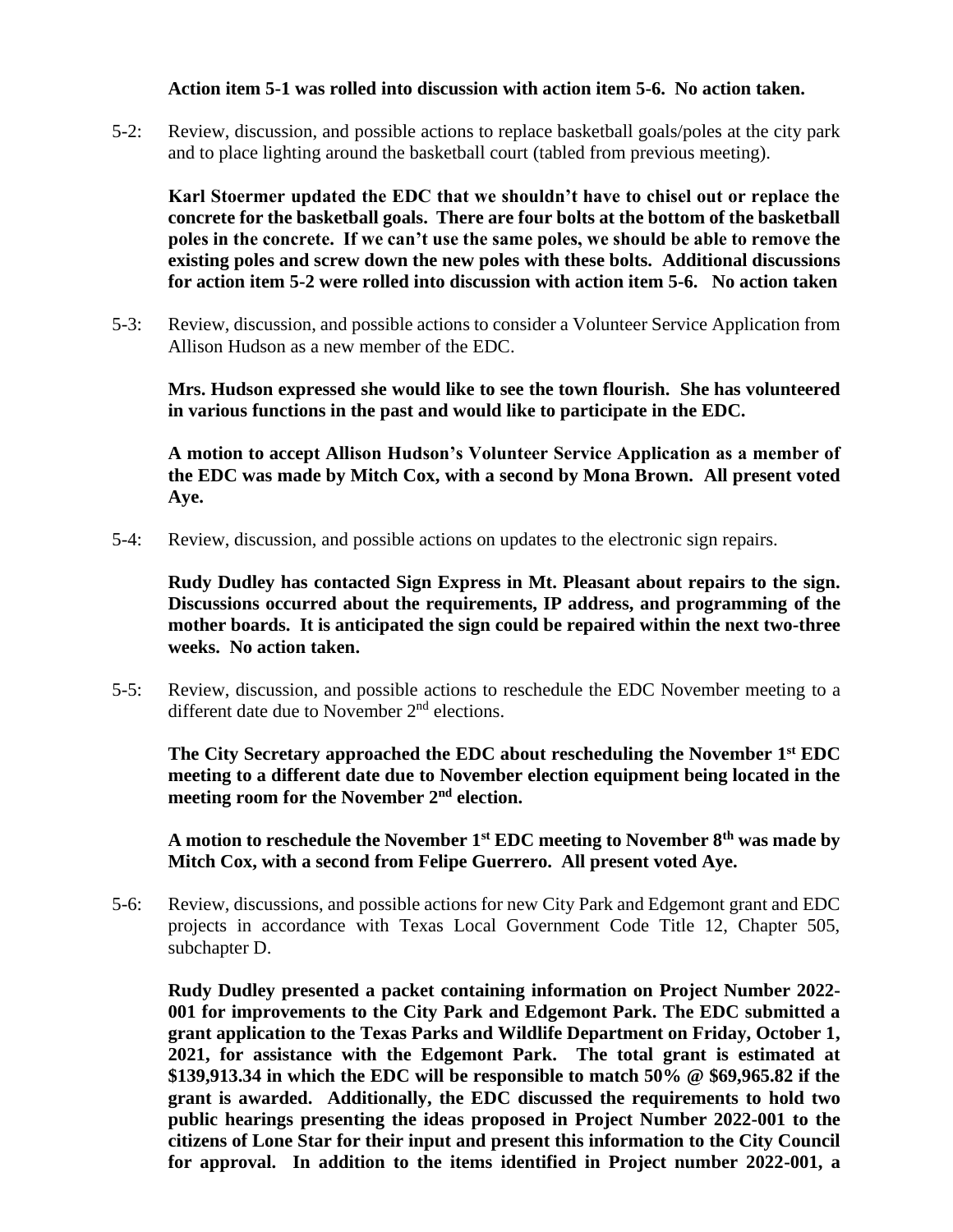**Action item 5-1 was rolled into discussion with action item 5-6. No action taken.**

5-2: Review, discussion, and possible actions to replace basketball goals/poles at the city park and to place lighting around the basketball court (tabled from previous meeting).

**Karl Stoermer updated the EDC that we shouldn't have to chisel out or replace the concrete for the basketball goals. There are four bolts at the bottom of the basketball poles in the concrete. If we can't use the same poles, we should be able to remove the existing poles and screw down the new poles with these bolts. Additional discussions for action item 5-2 were rolled into discussion with action item 5-6. No action taken**

5-3: Review, discussion, and possible actions to consider a Volunteer Service Application from Allison Hudson as a new member of the EDC.

**Mrs. Hudson expressed she would like to see the town flourish. She has volunteered in various functions in the past and would like to participate in the EDC.**

**A motion to accept Allison Hudson's Volunteer Service Application as a member of the EDC was made by Mitch Cox, with a second by Mona Brown. All present voted Aye.**

5-4: Review, discussion, and possible actions on updates to the electronic sign repairs.

**Rudy Dudley has contacted Sign Express in Mt. Pleasant about repairs to the sign. Discussions occurred about the requirements, IP address, and programming of the mother boards. It is anticipated the sign could be repaired within the next two-three weeks. No action taken.**

5-5: Review, discussion, and possible actions to reschedule the EDC November meeting to a different date due to November 2nd elections.

**The City Secretary approached the EDC about rescheduling the November 1st EDC meeting to a different date due to November election equipment being located in the meeting room for the November 2nd election.**

**A motion to reschedule the November 1st EDC meeting to November 8th was made by Mitch Cox, with a second from Felipe Guerrero. All present voted Aye.**

5-6: Review, discussions, and possible actions for new City Park and Edgemont grant and EDC projects in accordance with Texas Local Government Code Title 12, Chapter 505, subchapter D.

**Rudy Dudley presented a packet containing information on Project Number 2022-001 for improvements to the City Park and Edgemont Park. The EDC submitted a grant application to the Texas Parks and Wildlife Department on Friday, October 1, 2021, for assistance with the Edgemont Park. The total grant is estimated at $139,913.34 in which the EDC will be responsible to match 50% @ $69,965.82 if the grant is awarded. Additionally, the EDC discussed the requirements to hold two public hearings presenting the ideas proposed in Project Number 2022-001 to the citizens of Lone Star for their input and present this information to the City Council for approval. In addition to the items identified in Project number 2022-001, a**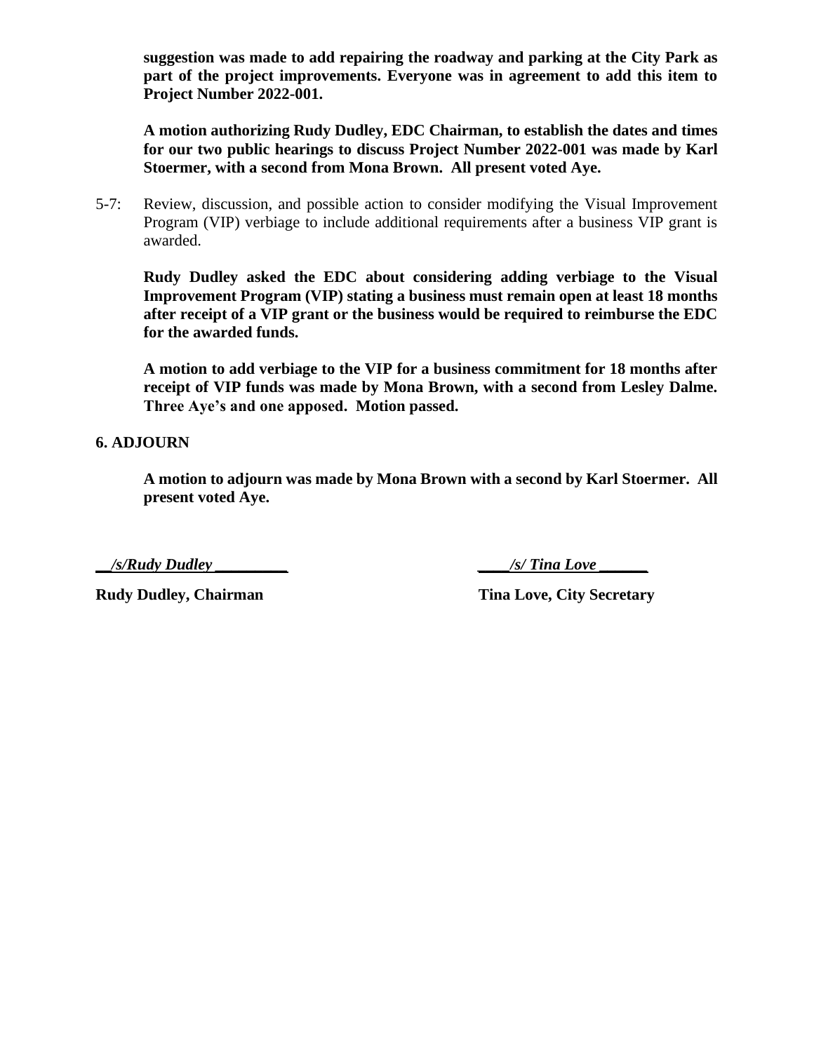**suggestion was made to add repairing the roadway and parking at the City Park as part of the project improvements. Everyone was in agreement to add this item to Project Number 2022-001.**

**A motion authorizing Rudy Dudley, EDC Chairman, to establish the dates and times for our two public hearings to discuss Project Number 2022-001 was made by Karl Stoermer, with a second from Mona Brown. All present voted Aye.**

5-7: Review, discussion, and possible action to consider modifying the Visual Improvement Program (VIP) verbiage to include additional requirements after a business VIP grant is awarded.

**Rudy Dudley asked the EDC about considering adding verbiage to the Visual Improvement Program (VIP) stating a business must remain open at least 18 months after receipt of a VIP grant or the business would be required to reimburse the EDC for the awarded funds.**

**A motion to add verbiage to the VIP for a business commitment for 18 months after receipt of VIP funds was made by Mona Brown, with a second from Lesley Dalme. Three Aye's and one apposed. Motion passed.**

## 6. ADJOURN

**A motion to adjourn was made by Mona Brown with a second by Karl Stoermer. All present voted Aye.**

__/s/Rudy Dudley _________ ____/s/ Tina Love ______

**Rudy Dudley, Chairman** **Tina Love, City Secretary**